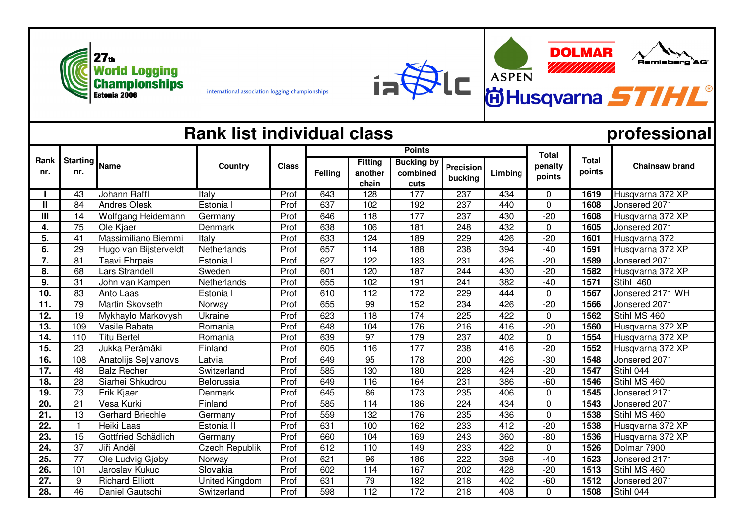27th World Logging Championships Estonia 2006

international association logging championships

ialc

ASPEN DOLMAR Remisberg AG Husqvarna STIHL®

# Rank list individual class professional

| Rank nr. | Starting nr. | Name | Country | Class | Points: Felling | Points: Fitting another chain | Points: Bucking by combined cuts | Points: Precision bucking | Points: Limbing | Total penalty points | Total points | Chainsaw brand |
|---|---|---|---|---|---|---|---|---|---|---|---|---|
| I | 43 | Johann Raffl | Italy | Prof | 643 | 128 | 177 | 237 | 434 | 0 | **1619** | Husqvarna 372 XP |
| II | 84 | Andres Olesk | Estonia I | Prof | 637 | 102 | 192 | 237 | 440 | 0 | **1608** | Jonsered 2071 |
| III | 14 | Wolfgang Heidemann | Germany | Prof | 646 | 118 | 177 | 237 | 430 | -20 | **1608** | Husqvarna 372 XP |
| 4. | 75 | Ole Kjaer | Denmark | Prof | 638 | 106 | 181 | 248 | 432 | 0 | **1605** | Jonsered 2071 |
| 5. | 41 | Massimiliano Biemmi | Italy | Prof | 633 | 124 | 189 | 229 | 426 | -20 | **1601** | Husqvarna 372 |
| 6. | 29 | Hugo van Bijsterveldt | Netherlands | Prof | 657 | 114 | 188 | 238 | 394 | -40 | **1591** | Husqvarna 372 XP |
| 7. | 81 | Taavi Ehrpais | Estonia I | Prof | 627 | 122 | 183 | 231 | 426 | -20 | **1589** | Jonsered 2071 |
| 8. | 68 | Lars Strandell | Sweden | Prof | 601 | 120 | 187 | 244 | 430 | -20 | **1582** | Husqvarna 372 XP |
| 9. | 31 | John van Kampen | Netherlands | Prof | 655 | 102 | 191 | 241 | 382 | -40 | **1571** | Stihl 460 |
| 10. | 83 | Anto Laas | Estonia I | Prof | 610 | 112 | 172 | 229 | 444 | 0 | **1567** | Jonsered 2171 WH |
| 11. | 79 | Martin Skovseth | Norway | Prof | 655 | 99 | 152 | 234 | 426 | -20 | **1566** | Jonsered 2071 |
| 12. | 19 | Mykhaylo Markovysh | Ukraine | Prof | 623 | 118 | 174 | 225 | 422 | 0 | **1562** | Stihl MS 460 |
| 13. | 109 | Vasile Babata | Romania | Prof | 648 | 104 | 176 | 216 | 416 | -20 | **1560** | Husqvarna 372 XP |
| 14. | 110 | Titu Bertel | Romania | Prof | 639 | 97 | 179 | 237 | 402 | 0 | **1554** | Husqvarna 372 XP |
| 15. | 23 | Jukka Perämäki | Finland | Prof | 605 | 116 | 177 | 238 | 416 | -20 | **1552** | Husqvarna 372 XP |
| 16. | 108 | Anatolijs Seļivanovs | Latvia | Prof | 649 | 95 | 178 | 200 | 426 | -30 | **1548** | Jonsered 2071 |
| 17. | 48 | Balz Recher | Switzerland | Prof | 585 | 130 | 180 | 228 | 424 | -20 | **1547** | Stihl 044 |
| 18. | 28 | Siarhei Shkudrou | Belorussia | Prof | 649 | 116 | 164 | 231 | 386 | -60 | **1546** | Stihl MS 460 |
| 19. | 73 | Erik Kjaer | Denmark | Prof | 645 | 86 | 173 | 235 | 406 | 0 | **1545** | Jonsered 2171 |
| 20. | 21 | Vesa Kurki | Finland | Prof | 585 | 114 | 186 | 224 | 434 | 0 | **1543** | Jonsered 2071 |
| 21. | 13 | Gerhard Briechle | Germany | Prof | 559 | 132 | 176 | 235 | 436 | 0 | **1538** | Stihl MS 460 |
| 22. | 1 | Heiki Laas | Estonia II | Prof | 631 | 100 | 162 | 233 | 412 | -20 | **1538** | Husqvarna 372 XP |
| 23. | 15 | Gottfried Schädlich | Germany | Prof | 660 | 104 | 169 | 243 | 360 | -80 | **1536** | Husqvarna 372 XP |
| 24. | 37 | Jiři Anděl | Czech Republik | Prof | 612 | 110 | 149 | 233 | 422 | 0 | **1526** | Dolmar 7900 |
| 25. | 77 | Ole Ludvig Gjøby | Norway | Prof | 621 | 96 | 186 | 222 | 398 | -40 | **1523** | Jonsered 2171 |
| 26. | 101 | Jaroslav Kukuc | Slovakia | Prof | 602 | 114 | 167 | 202 | 428 | -20 | **1513** | Stihl MS 460 |
| 27. | 9 | Richard Elliott | United Kingdom | Prof | 631 | 79 | 182 | 218 | 402 | -60 | **1512** | Jonsered 2071 |
| 28. | 46 | Daniel Gautschi | Switzerland | Prof | 598 | 112 | 172 | 218 | 408 | 0 | **1508** | Stihl 044 |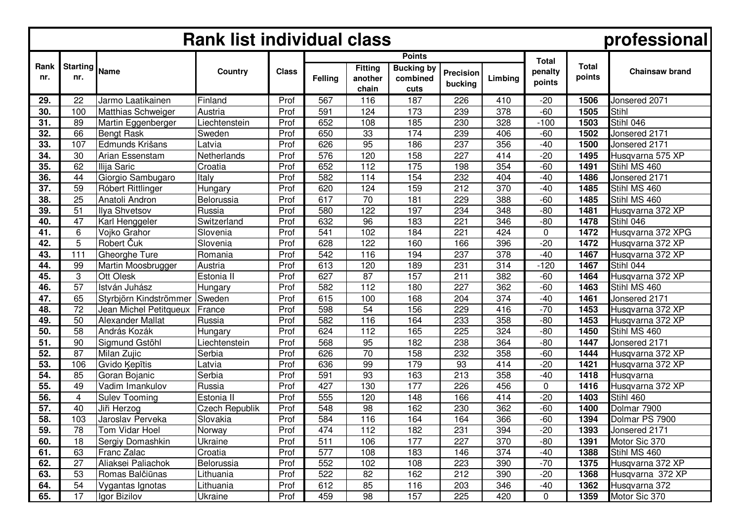# Rank list individual class professional

| Rank nr. | Starting nr. | Name | Country | Class | Points | | | | | Total penalty points | Total points | Chainsaw brand |
|---|---|---|---|---|---|---|---|---|---|---|---|---|
| | | | | | Felling | Fitting another chain | Bucking by combined cuts | Precision bucking | Limbing | | | |
| 29. | 22 | Jarmo Laatikainen | Finland | Prof | 567 | 116 | 187 | 226 | 410 | -20 | **1506** | Jonsered 2071 |
| 30. | 100 | Matthias Schweiger | Austria | Prof | 591 | 124 | 173 | 239 | 378 | -60 | **1505** | Stihl |
| 31. | 89 | Martin Eggenberger | Liechtenstein | Prof | 652 | 108 | 185 | 230 | 328 | -100 | **1503** | Stihl 046 |
| 32. | 66 | Bengt Rask | Sweden | Prof | 650 | 33 | 174 | 239 | 406 | -60 | **1502** | Jonsered 2171 |
| 33. | 107 | Edmunds Krišans | Latvia | Prof | 626 | 95 | 186 | 237 | 356 | -40 | **1500** | Jonsered 2171 |
| 34. | 30 | Arian Essenstam | Netherlands | Prof | 576 | 120 | 158 | 227 | 414 | -20 | **1495** | Husqvarna 575 XP |
| 35. | 62 | Ilija Saric | Croatia | Prof | 652 | 112 | 175 | 198 | 354 | -60 | **1491** | Stihl MS 460 |
| 36. | 44 | Giorgio Sambugaro | Italy | Prof | 582 | 114 | 154 | 232 | 404 | -40 | **1486** | Jonsered 2171 |
| 37. | 59 | Róbert Rittlinger | Hungary | Prof | 620 | 124 | 159 | 212 | 370 | -40 | **1485** | Stihl MS 460 |
| 38. | 25 | Anatoli Andron | Belorussia | Prof | 617 | 70 | 181 | 229 | 388 | -60 | **1485** | Stihl MS 460 |
| 39. | 51 | Ilya Shvetsov | Russia | Prof | 580 | 122 | 197 | 234 | 348 | -80 | **1481** | Husqvarna 372 XP |
| 40. | 47 | Karl Henggeler | Switzerland | Prof | 632 | 96 | 183 | 221 | 346 | -80 | **1478** | Stihl 046 |
| 41. | 6 | Vojko Grahor | Slovenia | Prof | 541 | 102 | 184 | 221 | 424 | 0 | **1472** | Husqvarna 372 XPG |
| 42. | 5 | Robert Čuk | Slovenia | Prof | 628 | 122 | 160 | 166 | 396 | -20 | **1472** | Husqvarna 372 XP |
| 43. | 111 | Gheorghe Ture | Romania | Prof | 542 | 116 | 194 | 237 | 378 | -40 | **1467** | Husqvarna 372 XP |
| 44. | 99 | Martin Moosbrugger | Austria | Prof | 613 | 120 | 189 | 231 | 314 | -120 | **1467** | Stihl 044 |
| 45. | 3 | Ott Olesk | Estonia II | Prof | 627 | 87 | 157 | 211 | 382 | -60 | **1464** | Husqvarna 372 XP |
| 46. | 57 | István Juhász | Hungary | Prof | 582 | 112 | 180 | 227 | 362 | -60 | **1463** | Stihl MS 460 |
| 47. | 65 | Styrbjörn Kindströmmer | Sweden | Prof | 615 | 100 | 168 | 204 | 374 | -40 | **1461** | Jonsered 2171 |
| 48. | 72 | Jean Michel Petitqueux | France | Prof | 598 | 54 | 156 | 229 | 416 | -70 | **1453** | Husqvarna 372 XP |
| 49. | 50 | Alexander Mallat | Russia | Prof | 582 | 116 | 164 | 233 | 358 | -80 | **1453** | Husqvarna 372 XP |
| 50. | 58 | András Kozák | Hungary | Prof | 624 | 112 | 165 | 225 | 324 | -80 | **1450** | Stihl MS 460 |
| 51. | 90 | Sigmund Gstöhl | Liechtenstein | Prof | 568 | 95 | 182 | 238 | 364 | -80 | **1447** | Jonsered 2171 |
| 52. | 87 | Milan Zujic | Serbia | Prof | 626 | 70 | 158 | 232 | 358 | -60 | **1444** | Husqvarna 372 XP |
| 53. | 106 | Gvido Ķepītis | Latvia | Prof | 636 | 99 | 179 | 93 | 414 | -20 | **1421** | Husqvarna 372 XP |
| 54. | 85 | Goran Bojanic | Serbia | Prof | 591 | 93 | 163 | 213 | 358 | -40 | **1418** | Husqvarna |
| 55. | 49 | Vadim Imankulov | Russia | Prof | 427 | 130 | 177 | 226 | 456 | 0 | **1416** | Husqvarna 372 XP |
| 56. | 4 | Sulev Tooming | Estonia II | Prof | 555 | 120 | 148 | 166 | 414 | -20 | **1403** | Stihl 460 |
| 57. | 40 | Jiři Herzog | Czech Republik | Prof | 548 | 98 | 162 | 230 | 362 | -60 | **1400** | Dolmar 7900 |
| 58. | 103 | Jaroslav Perveka | Slovakia | Prof | 584 | 116 | 164 | 164 | 366 | -60 | **1394** | Dolmar PS 7900 |
| 59. | 78 | Tom Vidar Hoel | Norway | Prof | 474 | 112 | 182 | 231 | 394 | -20 | **1393** | Jonsered 2171 |
| 60. | 18 | Sergiy Domashkin | Ukraine | Prof | 511 | 106 | 177 | 227 | 370 | -80 | **1391** | Motor Sic 370 |
| 61. | 63 | Franc Zalac | Croatia | Prof | 577 | 108 | 183 | 146 | 374 | -40 | **1388** | Stihl MS 460 |
| 62. | 27 | Aliaksei Paliachok | Belorussia | Prof | 552 | 102 | 108 | 223 | 390 | -70 | **1375** | Husqvarna 372 XP |
| 63. | 53 | Romas Balčiūnas | Lithuania | Prof | 522 | 82 | 162 | 212 | 390 | -20 | **1368** | Husqvarna 372 XP |
| 64. | 54 | Vygantas Ignotas | Lithuania | Prof | 612 | 85 | 116 | 203 | 346 | -40 | **1362** | Husqvarna 372 |
| 65. | 17 | Igor Bizilov | Ukraine | Prof | 459 | 98 | 157 | 225 | 420 | 0 | **1359** | Motor Sic 370 |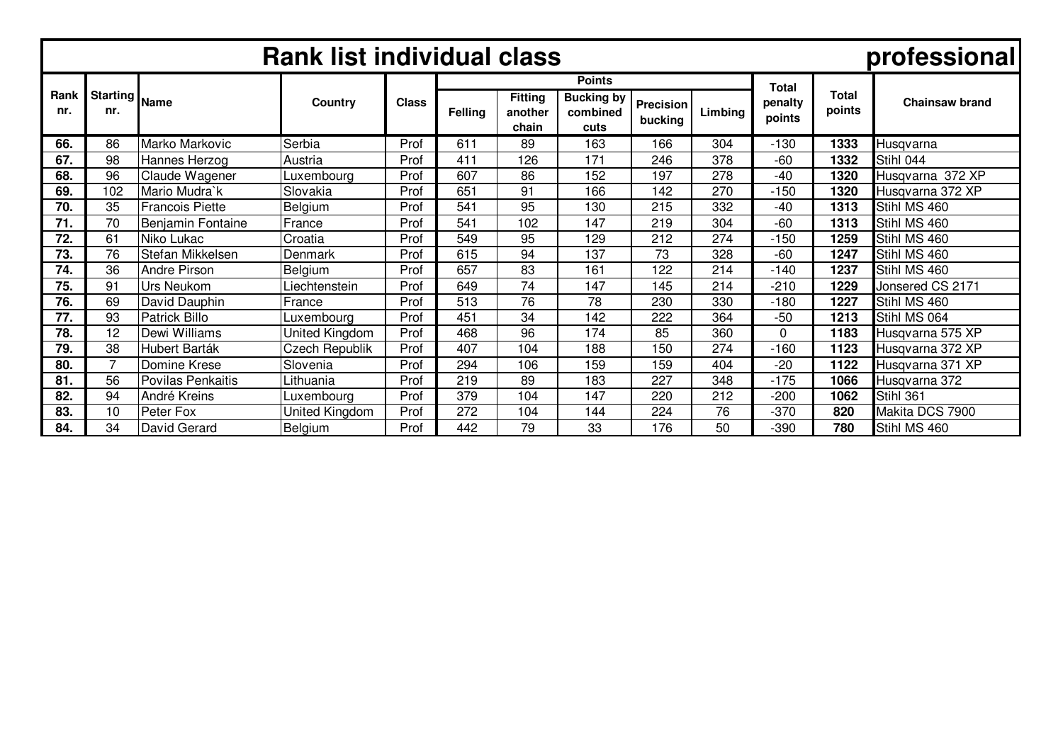# Rank list individual class professional

| Rank nr. | Starting nr. | Name | Country | Class | Points | | | | | Total penalty points | Total points | Chainsaw brand |
|---|---|---|---|---|---|---|---|---|---|---|---|---|
| | | | | | Felling | Fitting another chain | Bucking by combined cuts | Precision bucking | Limbing | | | |
| **66.** | 86 | Marko Markovic | Serbia | Prof | 611 | 89 | 163 | 166 | 304 | -130 | **1333** | Husqvarna |
| **67.** | 98 | Hannes Herzog | Austria | Prof | 411 | 126 | 171 | 246 | 378 | -60 | **1332** | Stihl 044 |
| **68.** | 96 | Claude Wagener | Luxembourg | Prof | 607 | 86 | 152 | 197 | 278 | -40 | **1320** | Husqvarna 372 XP |
| **69.** | 102 | Mario Mudra`k | Slovakia | Prof | 651 | 91 | 166 | 142 | 270 | -150 | **1320** | Husqvarna 372 XP |
| **70.** | 35 | Francois Piette | Belgium | Prof | 541 | 95 | 130 | 215 | 332 | -40 | **1313** | Stihl MS 460 |
| **71.** | 70 | Benjamin Fontaine | France | Prof | 541 | 102 | 147 | 219 | 304 | -60 | **1313** | Stihl MS 460 |
| **72.** | 61 | Niko Lukac | Croatia | Prof | 549 | 95 | 129 | 212 | 274 | -150 | **1259** | Stihl MS 460 |
| **73.** | 76 | Stefan Mikkelsen | Denmark | Prof | 615 | 94 | 137 | 73 | 328 | -60 | **1247** | Stihl MS 460 |
| **74.** | 36 | Andre Pirson | Belgium | Prof | 657 | 83 | 161 | 122 | 214 | -140 | **1237** | Stihl MS 460 |
| **75.** | 91 | Urs Neukom | Liechtenstein | Prof | 649 | 74 | 147 | 145 | 214 | -210 | **1229** | Jonsered CS 2171 |
| **76.** | 69 | David Dauphin | France | Prof | 513 | 76 | 78 | 230 | 330 | -180 | **1227** | Stihl MS 460 |
| **77.** | 93 | Patrick Billo | Luxembourg | Prof | 451 | 34 | 142 | 222 | 364 | -50 | **1213** | Stihl MS 064 |
| **78.** | 12 | Dewi Williams | United Kingdom | Prof | 468 | 96 | 174 | 85 | 360 | 0 | **1183** | Husqvarna 575 XP |
| **79.** | 38 | Hubert Barták | Czech Republik | Prof | 407 | 104 | 188 | 150 | 274 | -160 | **1123** | Husqvarna 372 XP |
| **80.** | 7 | Domine Krese | Slovenia | Prof | 294 | 106 | 159 | 159 | 404 | -20 | **1122** | Husqvarna 371 XP |
| **81.** | 56 | Povilas Penkaitis | Lithuania | Prof | 219 | 89 | 183 | 227 | 348 | -175 | **1066** | Husqvarna 372 |
| **82.** | 94 | André Kreins | Luxembourg | Prof | 379 | 104 | 147 | 220 | 212 | -200 | **1062** | Stihl 361 |
| **83.** | 10 | Peter Fox | United Kingdom | Prof | 272 | 104 | 144 | 224 | 76 | -370 | **820** | Makita DCS 7900 |
| **84.** | 34 | David Gerard | Belgium | Prof | 442 | 79 | 33 | 176 | 50 | -390 | **780** | Stihl MS 460 |